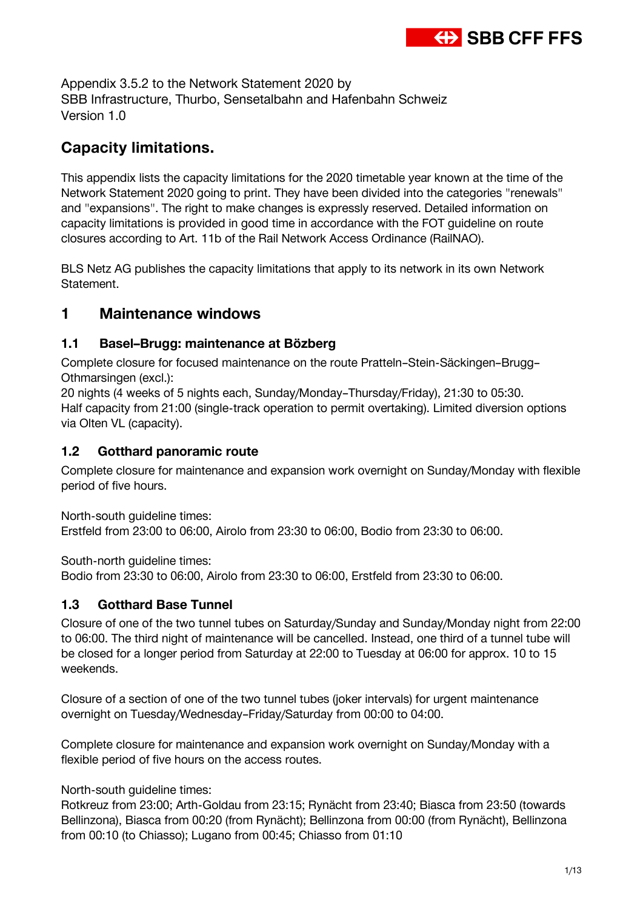Appendix 3.5.2 to the Network Statement 2020 by
SBB Infrastructure, Thurbo, Sensetalbahn and Hafenbahn Schweiz
Version 1.0

# Capacity limitations.

This appendix lists the capacity limitations for the 2020 timetable year known at the time of the Network Statement 2020 going to print. They have been divided into the categories "renewals" and "expansions". The right to make changes is expressly reserved. Detailed information on capacity limitations is provided in good time in accordance with the FOT guideline on route closures according to Art. 11b of the Rail Network Access Ordinance (RailNAO).

BLS Netz AG publishes the capacity limitations that apply to its network in its own Network Statement.

## 1 Maintenance windows

### 1.1 Basel–Brugg: maintenance at Bözberg

Complete closure for focused maintenance on the route Pratteln–Stein-Säckingen–Brugg–Othmarsingen (excl.):
20 nights (4 weeks of 5 nights each, Sunday/Monday–Thursday/Friday), 21:30 to 05:30.
Half capacity from 21:00 (single-track operation to permit overtaking). Limited diversion options via Olten VL (capacity).

### 1.2 Gotthard panoramic route

Complete closure for maintenance and expansion work overnight on Sunday/Monday with flexible period of five hours.

North-south guideline times:
Erstfeld from 23:00 to 06:00, Airolo from 23:30 to 06:00, Bodio from 23:30 to 06:00.

South-north guideline times:
Bodio from 23:30 to 06:00, Airolo from 23:30 to 06:00, Erstfeld from 23:30 to 06:00.

### 1.3 Gotthard Base Tunnel

Closure of one of the two tunnel tubes on Saturday/Sunday and Sunday/Monday night from 22:00 to 06:00. The third night of maintenance will be cancelled. Instead, one third of a tunnel tube will be closed for a longer period from Saturday at 22:00 to Tuesday at 06:00 for approx. 10 to 15 weekends.

Closure of a section of one of the two tunnel tubes (joker intervals) for urgent maintenance overnight on Tuesday/Wednesday–Friday/Saturday from 00:00 to 04:00.

Complete closure for maintenance and expansion work overnight on Sunday/Monday with a flexible period of five hours on the access routes.

North-south guideline times:
Rotkreuz from 23:00; Arth-Goldau from 23:15; Rynächt from 23:40; Biasca from 23:50 (towards Bellinzona), Biasca from 00:20 (from Rynächt); Bellinzona from 00:00 (from Rynächt), Bellinzona from 00:10 (to Chiasso); Lugano from 00:45; Chiasso from 01:10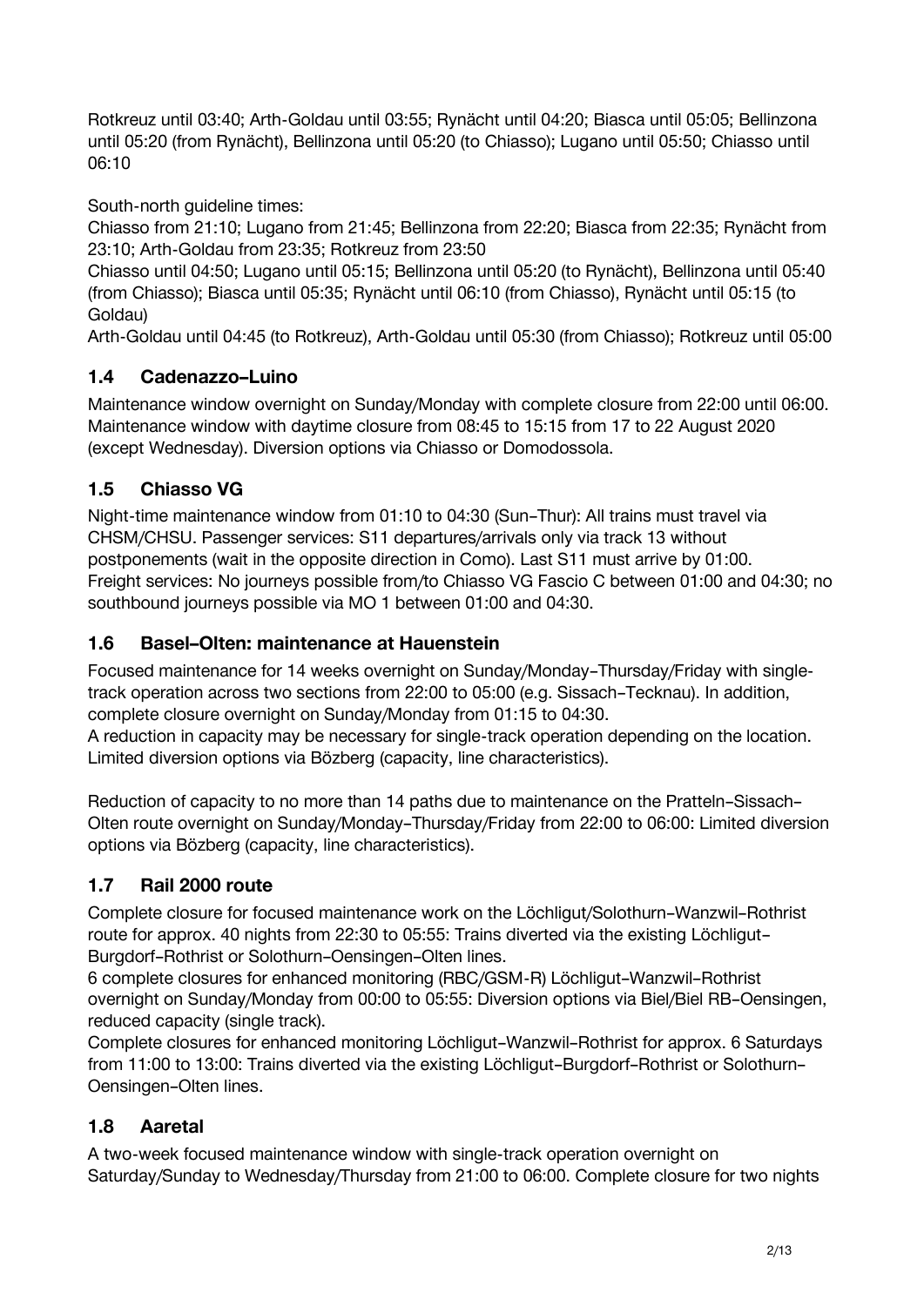Rotkreuz until 03:40; Arth-Goldau until 03:55; Rynächt until 04:20; Biasca until 05:05; Bellinzona until 05:20 (from Rynächt), Bellinzona until 05:20 (to Chiasso); Lugano until 05:50; Chiasso until 06:10

South-north guideline times:
Chiasso from 21:10; Lugano from 21:45; Bellinzona from 22:20; Biasca from 22:35; Rynächt from 23:10; Arth-Goldau from 23:35; Rotkreuz from 23:50
Chiasso until 04:50; Lugano until 05:15; Bellinzona until 05:20 (to Rynächt), Bellinzona until 05:40 (from Chiasso); Biasca until 05:35; Rynächt until 06:10 (from Chiasso), Rynächt until 05:15 (to Goldau)
Arth-Goldau until 04:45 (to Rotkreuz), Arth-Goldau until 05:30 (from Chiasso); Rotkreuz until 05:00

### 1.4 Cadenazzo–Luino

Maintenance window overnight on Sunday/Monday with complete closure from 22:00 until 06:00. Maintenance window with daytime closure from 08:45 to 15:15 from 17 to 22 August 2020 (except Wednesday). Diversion options via Chiasso or Domodossola.

### 1.5 Chiasso VG

Night-time maintenance window from 01:10 to 04:30 (Sun–Thur): All trains must travel via CHSM/CHSU. Passenger services: S11 departures/arrivals only via track 13 without postponements (wait in the opposite direction in Como). Last S11 must arrive by 01:00.
Freight services: No journeys possible from/to Chiasso VG Fascio C between 01:00 and 04:30; no southbound journeys possible via MO 1 between 01:00 and 04:30.

### 1.6 Basel–Olten: maintenance at Hauenstein

Focused maintenance for 14 weeks overnight on Sunday/Monday–Thursday/Friday with single-track operation across two sections from 22:00 to 05:00 (e.g. Sissach–Tecknau). In addition, complete closure overnight on Sunday/Monday from 01:15 to 04:30.
A reduction in capacity may be necessary for single-track operation depending on the location. Limited diversion options via Bözberg (capacity, line characteristics).

Reduction of capacity to no more than 14 paths due to maintenance on the Pratteln–Sissach–Olten route overnight on Sunday/Monday–Thursday/Friday from 22:00 to 06:00: Limited diversion options via Bözberg (capacity, line characteristics).

### 1.7 Rail 2000 route

Complete closure for focused maintenance work on the Löchligut/Solothurn–Wanzwil–Rothrist route for approx. 40 nights from 22:30 to 05:55: Trains diverted via the existing Löchligut–Burgdorf–Rothrist or Solothurn–Oensingen–Olten lines.
6 complete closures for enhanced monitoring (RBC/GSM-R) Löchligut–Wanzwil–Rothrist overnight on Sunday/Monday from 00:00 to 05:55: Diversion options via Biel/Biel RB–Oensingen, reduced capacity (single track).
Complete closures for enhanced monitoring Löchligut–Wanzwil–Rothrist for approx. 6 Saturdays from 11:00 to 13:00: Trains diverted via the existing Löchligut–Burgdorf–Rothrist or Solothurn–Oensingen–Olten lines.

### 1.8 Aaretal

A two-week focused maintenance window with single-track operation overnight on Saturday/Sunday to Wednesday/Thursday from 21:00 to 06:00. Complete closure for two nights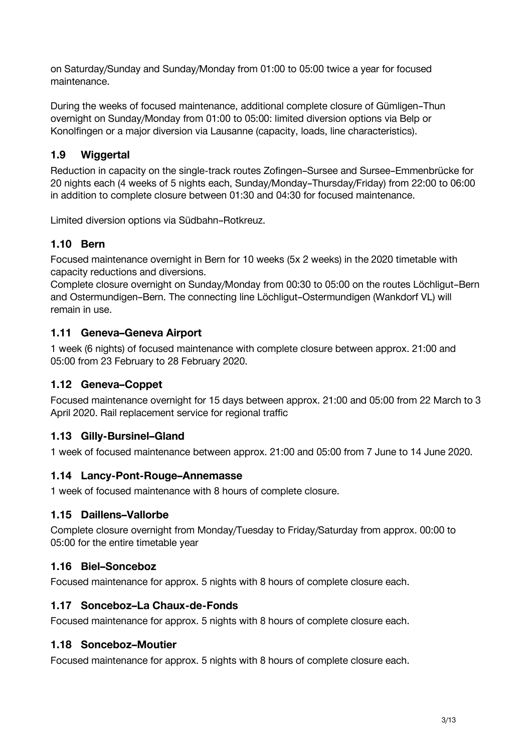on Saturday/Sunday and Sunday/Monday from 01:00 to 05:00 twice a year for focused maintenance.

During the weeks of focused maintenance, additional complete closure of Gümligen–Thun overnight on Sunday/Monday from 01:00 to 05:00: limited diversion options via Belp or Konolfingen or a major diversion via Lausanne (capacity, loads, line characteristics).

### 1.9 Wiggertal

Reduction in capacity on the single-track routes Zofingen–Sursee and Sursee–Emmenbrücke for 20 nights each (4 weeks of 5 nights each, Sunday/Monday–Thursday/Friday) from 22:00 to 06:00 in addition to complete closure between 01:30 and 04:30 for focused maintenance.

Limited diversion options via Südbahn–Rotkreuz.

### 1.10 Bern

Focused maintenance overnight in Bern for 10 weeks (5x 2 weeks) in the 2020 timetable with capacity reductions and diversions.
Complete closure overnight on Sunday/Monday from 00:30 to 05:00 on the routes Löchligut–Bern and Ostermundigen–Bern. The connecting line Löchligut–Ostermundigen (Wankdorf VL) will remain in use.

### 1.11 Geneva–Geneva Airport

1 week (6 nights) of focused maintenance with complete closure between approx. 21:00 and 05:00 from 23 February to 28 February 2020.

### 1.12 Geneva–Coppet

Focused maintenance overnight for 15 days between approx. 21:00 and 05:00 from 22 March to 3 April 2020. Rail replacement service for regional traffic

### 1.13 Gilly-Bursinel–Gland

1 week of focused maintenance between approx. 21:00 and 05:00 from 7 June to 14 June 2020.

### 1.14 Lancy-Pont-Rouge–Annemasse

1 week of focused maintenance with 8 hours of complete closure.

### 1.15 Daillens–Vallorbe

Complete closure overnight from Monday/Tuesday to Friday/Saturday from approx. 00:00 to 05:00 for the entire timetable year

### 1.16 Biel–Sonceboz

Focused maintenance for approx. 5 nights with 8 hours of complete closure each.

### 1.17 Sonceboz–La Chaux-de-Fonds

Focused maintenance for approx. 5 nights with 8 hours of complete closure each.

### 1.18 Sonceboz–Moutier

Focused maintenance for approx. 5 nights with 8 hours of complete closure each.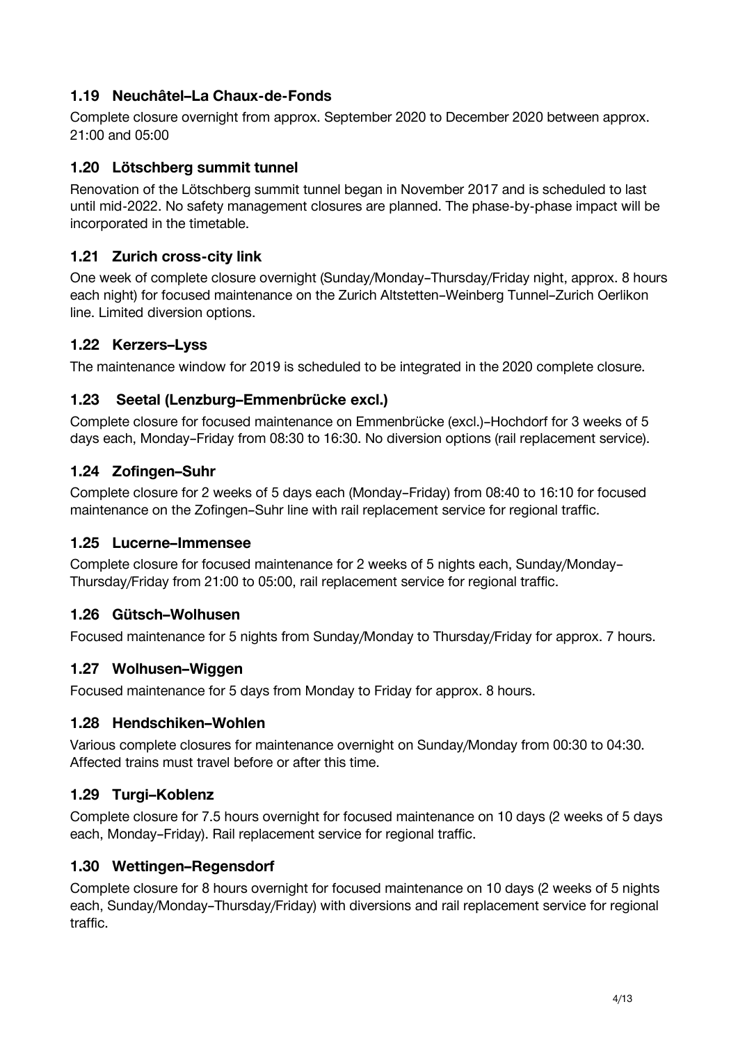### 1.19 Neuchâtel–La Chaux-de-Fonds

Complete closure overnight from approx. September 2020 to December 2020 between approx. 21:00 and 05:00

### 1.20 Lötschberg summit tunnel

Renovation of the Lötschberg summit tunnel began in November 2017 and is scheduled to last until mid-2022. No safety management closures are planned. The phase-by-phase impact will be incorporated in the timetable.

### 1.21 Zurich cross-city link

One week of complete closure overnight (Sunday/Monday–Thursday/Friday night, approx. 8 hours each night) for focused maintenance on the Zurich Altstetten–Weinberg Tunnel–Zurich Oerlikon line. Limited diversion options.

### 1.22 Kerzers–Lyss

The maintenance window for 2019 is scheduled to be integrated in the 2020 complete closure.

### 1.23 Seetal (Lenzburg–Emmenbrücke excl.)

Complete closure for focused maintenance on Emmenbrücke (excl.)–Hochdorf for 3 weeks of 5 days each, Monday–Friday from 08:30 to 16:30. No diversion options (rail replacement service).

### 1.24 Zofingen–Suhr

Complete closure for 2 weeks of 5 days each (Monday–Friday) from 08:40 to 16:10 for focused maintenance on the Zofingen–Suhr line with rail replacement service for regional traffic.

### 1.25 Lucerne–Immensee

Complete closure for focused maintenance for 2 weeks of 5 nights each, Sunday/Monday–Thursday/Friday from 21:00 to 05:00, rail replacement service for regional traffic.

### 1.26 Gütsch–Wolhusen

Focused maintenance for 5 nights from Sunday/Monday to Thursday/Friday for approx. 7 hours.

### 1.27 Wolhusen–Wiggen

Focused maintenance for 5 days from Monday to Friday for approx. 8 hours.

### 1.28 Hendschiken–Wohlen

Various complete closures for maintenance overnight on Sunday/Monday from 00:30 to 04:30. Affected trains must travel before or after this time.

### 1.29 Turgi–Koblenz

Complete closure for 7.5 hours overnight for focused maintenance on 10 days (2 weeks of 5 days each, Monday–Friday). Rail replacement service for regional traffic.

### 1.30 Wettingen–Regensdorf

Complete closure for 8 hours overnight for focused maintenance on 10 days (2 weeks of 5 nights each, Sunday/Monday–Thursday/Friday) with diversions and rail replacement service for regional traffic.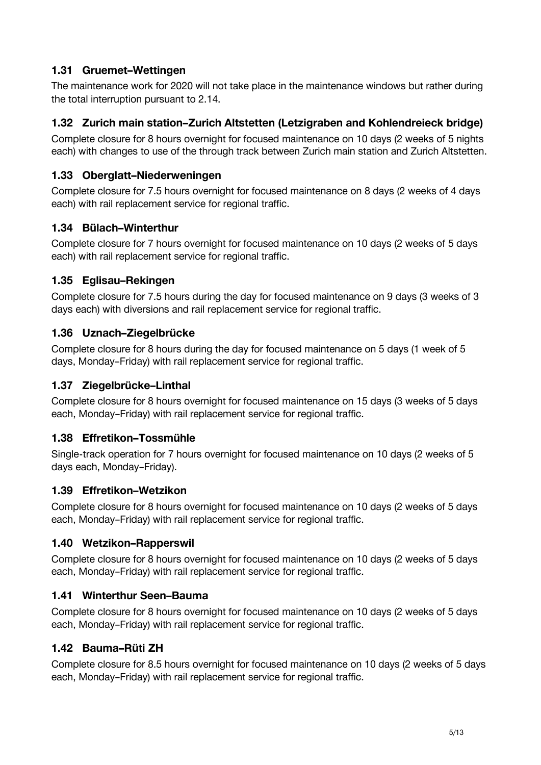### 1.31 Gruemet–Wettingen

The maintenance work for 2020 will not take place in the maintenance windows but rather during the total interruption pursuant to 2.14.

### 1.32 Zurich main station–Zurich Altstetten (Letzigraben and Kohlendreieck bridge)

Complete closure for 8 hours overnight for focused maintenance on 10 days (2 weeks of 5 nights each) with changes to use of the through track between Zurich main station and Zurich Altstetten.

### 1.33 Oberglatt–Niederweningen

Complete closure for 7.5 hours overnight for focused maintenance on 8 days (2 weeks of 4 days each) with rail replacement service for regional traffic.

### 1.34 Bülach–Winterthur

Complete closure for 7 hours overnight for focused maintenance on 10 days (2 weeks of 5 days each) with rail replacement service for regional traffic.

### 1.35 Eglisau–Rekingen

Complete closure for 7.5 hours during the day for focused maintenance on 9 days (3 weeks of 3 days each) with diversions and rail replacement service for regional traffic.

### 1.36 Uznach–Ziegelbrücke

Complete closure for 8 hours during the day for focused maintenance on 5 days (1 week of 5 days, Monday–Friday) with rail replacement service for regional traffic.

### 1.37 Ziegelbrücke–Linthal

Complete closure for 8 hours overnight for focused maintenance on 15 days (3 weeks of 5 days each, Monday–Friday) with rail replacement service for regional traffic.

### 1.38 Effretikon–Tossmühle

Single-track operation for 7 hours overnight for focused maintenance on 10 days (2 weeks of 5 days each, Monday–Friday).

### 1.39 Effretikon–Wetzikon

Complete closure for 8 hours overnight for focused maintenance on 10 days (2 weeks of 5 days each, Monday–Friday) with rail replacement service for regional traffic.

### 1.40 Wetzikon–Rapperswil

Complete closure for 8 hours overnight for focused maintenance on 10 days (2 weeks of 5 days each, Monday–Friday) with rail replacement service for regional traffic.

### 1.41 Winterthur Seen–Bauma

Complete closure for 8 hours overnight for focused maintenance on 10 days (2 weeks of 5 days each, Monday–Friday) with rail replacement service for regional traffic.

### 1.42 Bauma–Rüti ZH

Complete closure for 8.5 hours overnight for focused maintenance on 10 days (2 weeks of 5 days each, Monday–Friday) with rail replacement service for regional traffic.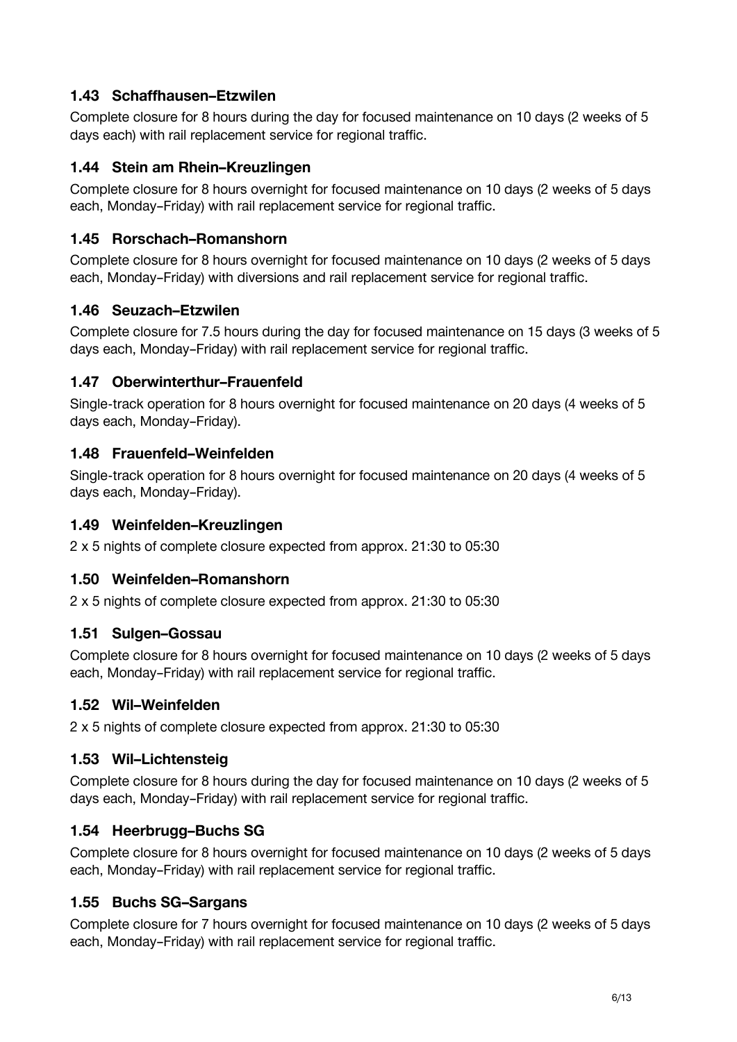### 1.43 Schaffhausen–Etzwilen

Complete closure for 8 hours during the day for focused maintenance on 10 days (2 weeks of 5 days each) with rail replacement service for regional traffic.

### 1.44 Stein am Rhein–Kreuzlingen

Complete closure for 8 hours overnight for focused maintenance on 10 days (2 weeks of 5 days each, Monday–Friday) with rail replacement service for regional traffic.

### 1.45 Rorschach–Romanshorn

Complete closure for 8 hours overnight for focused maintenance on 10 days (2 weeks of 5 days each, Monday–Friday) with diversions and rail replacement service for regional traffic.

### 1.46 Seuzach–Etzwilen

Complete closure for 7.5 hours during the day for focused maintenance on 15 days (3 weeks of 5 days each, Monday–Friday) with rail replacement service for regional traffic.

### 1.47 Oberwinterthur–Frauenfeld

Single-track operation for 8 hours overnight for focused maintenance on 20 days (4 weeks of 5 days each, Monday–Friday).

### 1.48 Frauenfeld–Weinfelden

Single-track operation for 8 hours overnight for focused maintenance on 20 days (4 weeks of 5 days each, Monday–Friday).

### 1.49 Weinfelden–Kreuzlingen

2 x 5 nights of complete closure expected from approx. 21:30 to 05:30

### 1.50 Weinfelden–Romanshorn

2 x 5 nights of complete closure expected from approx. 21:30 to 05:30

### 1.51 Sulgen–Gossau

Complete closure for 8 hours overnight for focused maintenance on 10 days (2 weeks of 5 days each, Monday–Friday) with rail replacement service for regional traffic.

### 1.52 Wil–Weinfelden

2 x 5 nights of complete closure expected from approx. 21:30 to 05:30

### 1.53 Wil–Lichtensteig

Complete closure for 8 hours during the day for focused maintenance on 10 days (2 weeks of 5 days each, Monday–Friday) with rail replacement service for regional traffic.

### 1.54 Heerbrugg–Buchs SG

Complete closure for 8 hours overnight for focused maintenance on 10 days (2 weeks of 5 days each, Monday–Friday) with rail replacement service for regional traffic.

### 1.55 Buchs SG–Sargans

Complete closure for 7 hours overnight for focused maintenance on 10 days (2 weeks of 5 days each, Monday–Friday) with rail replacement service for regional traffic.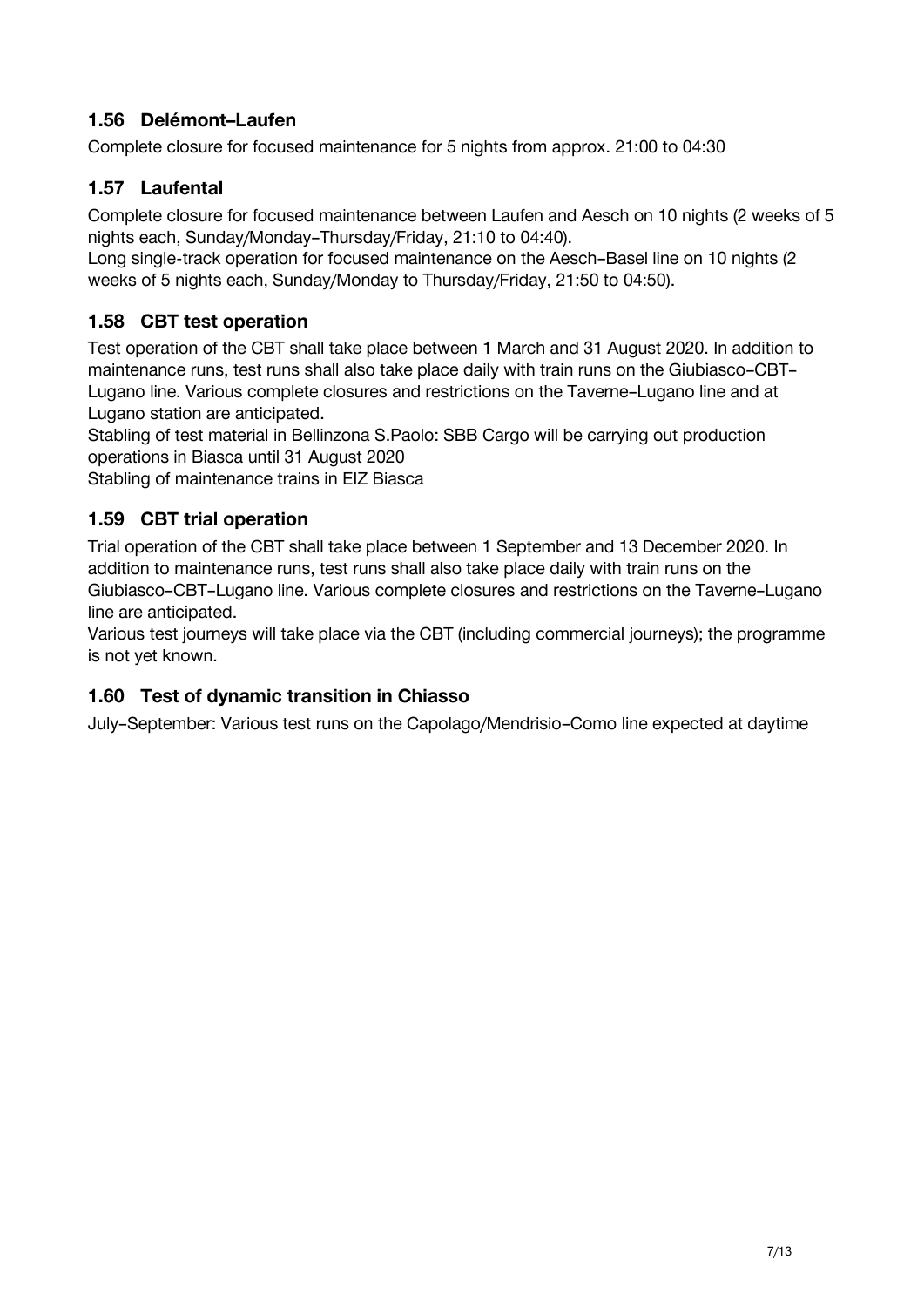### 1.56 Delémont–Laufen

Complete closure for focused maintenance for 5 nights from approx. 21:00 to 04:30

### 1.57 Laufental

Complete closure for focused maintenance between Laufen and Aesch on 10 nights (2 weeks of 5 nights each, Sunday/Monday–Thursday/Friday, 21:10 to 04:40).
Long single-track operation for focused maintenance on the Aesch–Basel line on 10 nights (2 weeks of 5 nights each, Sunday/Monday to Thursday/Friday, 21:50 to 04:50).

### 1.58 CBT test operation

Test operation of the CBT shall take place between 1 March and 31 August 2020. In addition to maintenance runs, test runs shall also take place daily with train runs on the Giubiasco–CBT–Lugano line. Various complete closures and restrictions on the Taverne–Lugano line and at Lugano station are anticipated.
Stabling of test material in Bellinzona S.Paolo: SBB Cargo will be carrying out production operations in Biasca until 31 August 2020
Stabling of maintenance trains in EIZ Biasca

### 1.59 CBT trial operation

Trial operation of the CBT shall take place between 1 September and 13 December 2020. In addition to maintenance runs, test runs shall also take place daily with train runs on the Giubiasco–CBT–Lugano line. Various complete closures and restrictions on the Taverne–Lugano line are anticipated.
Various test journeys will take place via the CBT (including commercial journeys); the programme is not yet known.

### 1.60 Test of dynamic transition in Chiasso

July–September: Various test runs on the Capolago/Mendrisio–Como line expected at daytime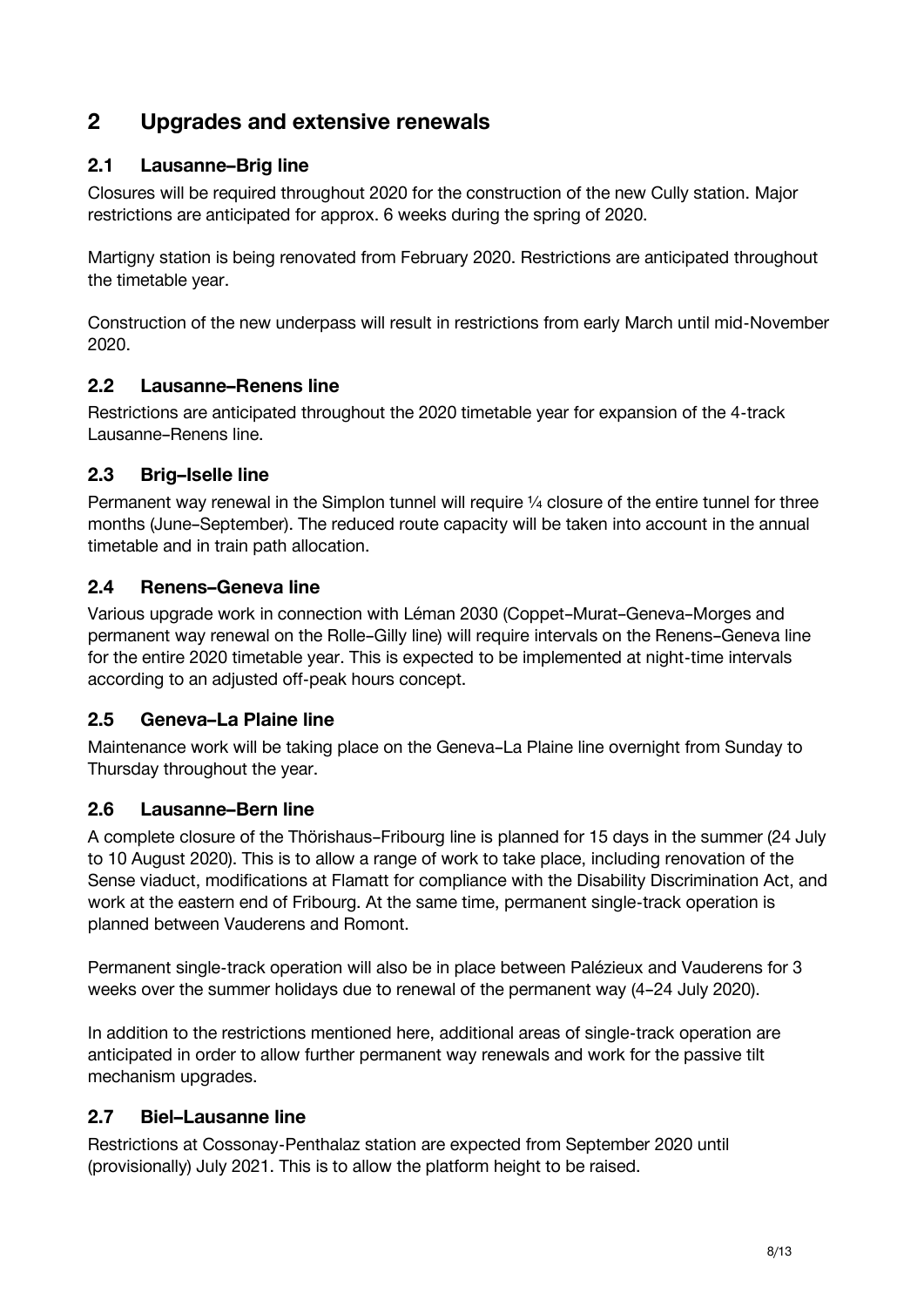## 2 Upgrades and extensive renewals

### 2.1 Lausanne–Brig line

Closures will be required throughout 2020 for the construction of the new Cully station. Major restrictions are anticipated for approx. 6 weeks during the spring of 2020.

Martigny station is being renovated from February 2020. Restrictions are anticipated throughout the timetable year.

Construction of the new underpass will result in restrictions from early March until mid-November 2020.

### 2.2 Lausanne–Renens line

Restrictions are anticipated throughout the 2020 timetable year for expansion of the 4-track Lausanne–Renens line.

### 2.3 Brig–Iselle line

Permanent way renewal in the Simplon tunnel will require ¼ closure of the entire tunnel for three months (June–September). The reduced route capacity will be taken into account in the annual timetable and in train path allocation.

### 2.4 Renens–Geneva line

Various upgrade work in connection with Léman 2030 (Coppet–Murat–Geneva–Morges and permanent way renewal on the Rolle–Gilly line) will require intervals on the Renens–Geneva line for the entire 2020 timetable year. This is expected to be implemented at night-time intervals according to an adjusted off-peak hours concept.

### 2.5 Geneva–La Plaine line

Maintenance work will be taking place on the Geneva–La Plaine line overnight from Sunday to Thursday throughout the year.

### 2.6 Lausanne–Bern line

A complete closure of the Thörishaus–Fribourg line is planned for 15 days in the summer (24 July to 10 August 2020). This is to allow a range of work to take place, including renovation of the Sense viaduct, modifications at Flamatt for compliance with the Disability Discrimination Act, and work at the eastern end of Fribourg. At the same time, permanent single-track operation is planned between Vauderens and Romont.

Permanent single-track operation will also be in place between Palézieux and Vauderens for 3 weeks over the summer holidays due to renewal of the permanent way (4–24 July 2020).

In addition to the restrictions mentioned here, additional areas of single-track operation are anticipated in order to allow further permanent way renewals and work for the passive tilt mechanism upgrades.

### 2.7 Biel–Lausanne line

Restrictions at Cossonay-Penthalaz station are expected from September 2020 until (provisionally) July 2021. This is to allow the platform height to be raised.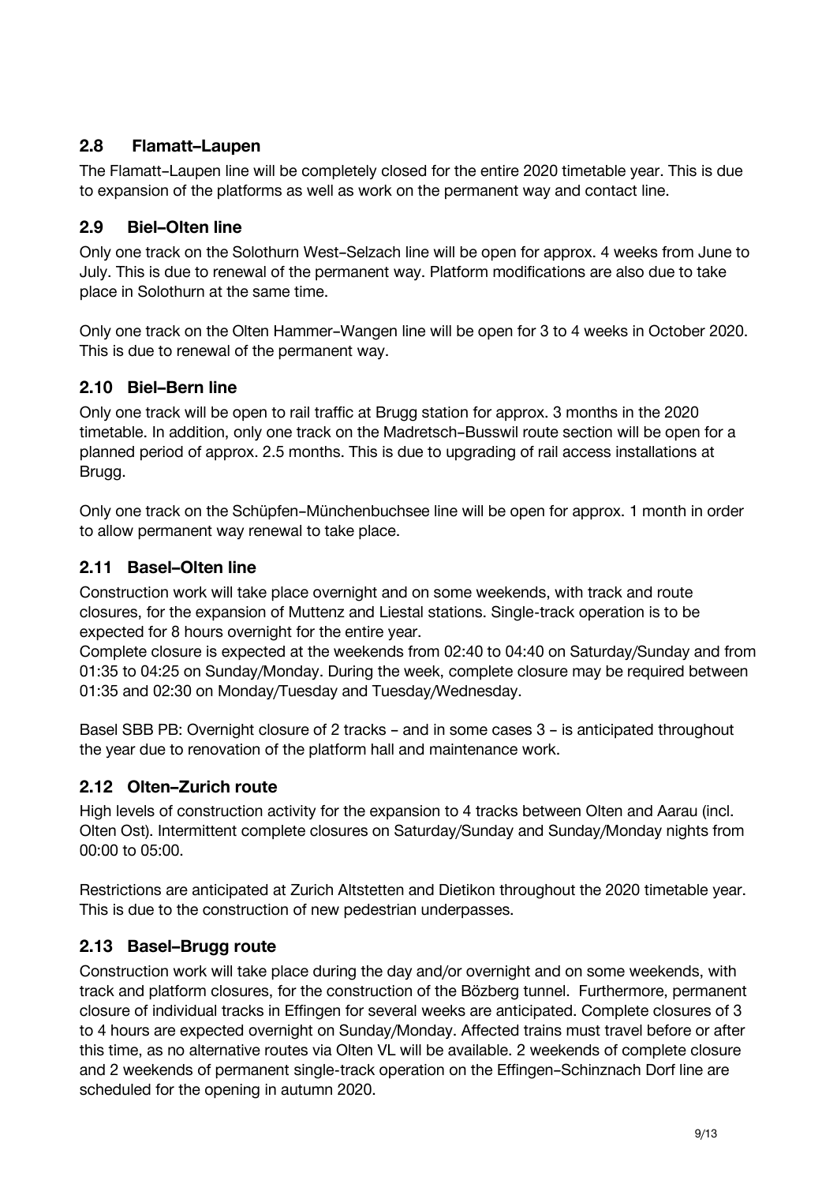## 2.8 Flamatt–Laupen

The Flamatt–Laupen line will be completely closed for the entire 2020 timetable year. This is due to expansion of the platforms as well as work on the permanent way and contact line.

## 2.9 Biel–Olten line

Only one track on the Solothurn West–Selzach line will be open for approx. 4 weeks from June to July. This is due to renewal of the permanent way. Platform modifications are also due to take place in Solothurn at the same time.

Only one track on the Olten Hammer–Wangen line will be open for 3 to 4 weeks in October 2020. This is due to renewal of the permanent way.

## 2.10 Biel–Bern line

Only one track will be open to rail traffic at Brugg station for approx. 3 months in the 2020 timetable. In addition, only one track on the Madretsch–Busswil route section will be open for a planned period of approx. 2.5 months. This is due to upgrading of rail access installations at Brugg.

Only one track on the Schüpfen–Münchenbuchsee line will be open for approx. 1 month in order to allow permanent way renewal to take place.

## 2.11 Basel–Olten line

Construction work will take place overnight and on some weekends, with track and route closures, for the expansion of Muttenz and Liestal stations. Single-track operation is to be expected for 8 hours overnight for the entire year.
Complete closure is expected at the weekends from 02:40 to 04:40 on Saturday/Sunday and from 01:35 to 04:25 on Sunday/Monday. During the week, complete closure may be required between 01:35 and 02:30 on Monday/Tuesday and Tuesday/Wednesday.

Basel SBB PB: Overnight closure of 2 tracks – and in some cases 3 – is anticipated throughout the year due to renovation of the platform hall and maintenance work.

## 2.12 Olten–Zurich route

High levels of construction activity for the expansion to 4 tracks between Olten and Aarau (incl. Olten Ost). Intermittent complete closures on Saturday/Sunday and Sunday/Monday nights from 00:00 to 05:00.

Restrictions are anticipated at Zurich Altstetten and Dietikon throughout the 2020 timetable year. This is due to the construction of new pedestrian underpasses.

## 2.13 Basel–Brugg route

Construction work will take place during the day and/or overnight and on some weekends, with track and platform closures, for the construction of the Bözberg tunnel. Furthermore, permanent closure of individual tracks in Effingen for several weeks are anticipated. Complete closures of 3 to 4 hours are expected overnight on Sunday/Monday. Affected trains must travel before or after this time, as no alternative routes via Olten VL will be available. 2 weekends of complete closure and 2 weekends of permanent single-track operation on the Effingen–Schinznach Dorf line are scheduled for the opening in autumn 2020.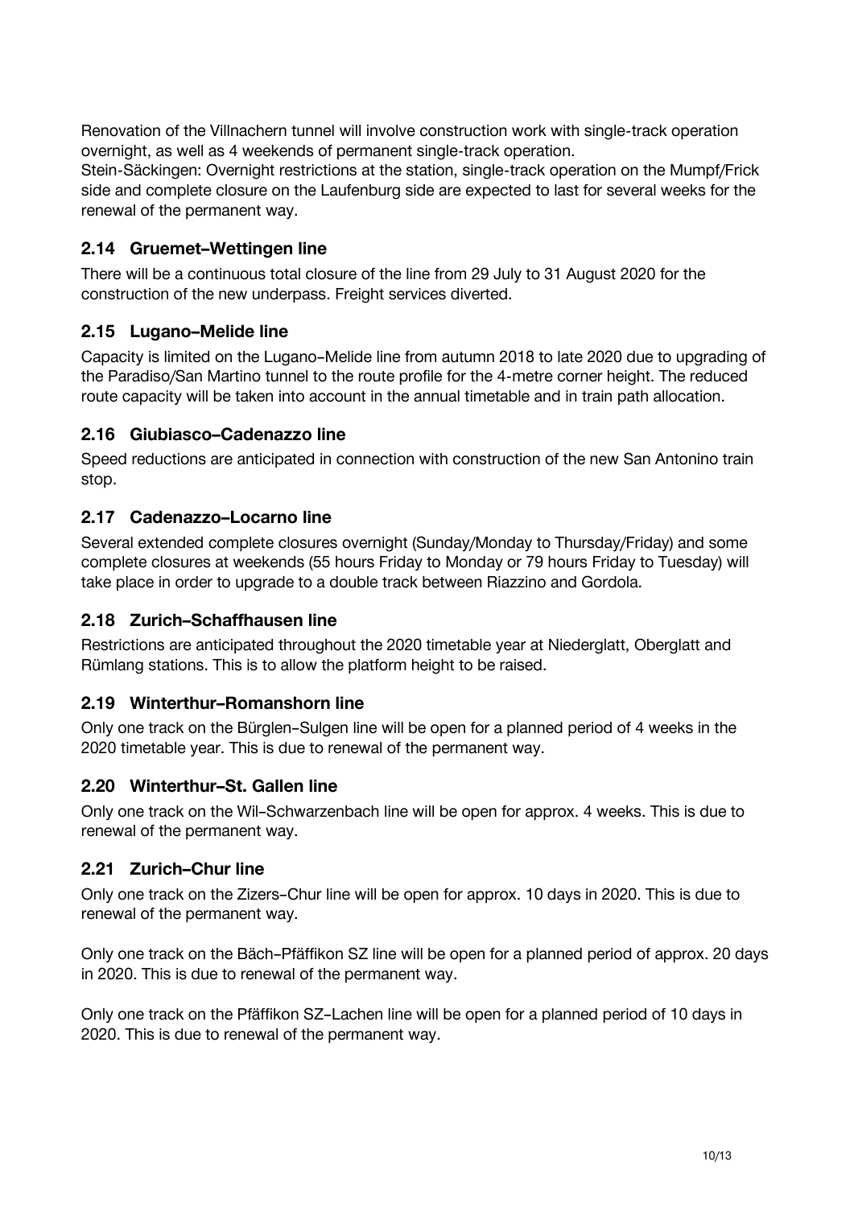Renovation of the Villnachern tunnel will involve construction work with single-track operation overnight, as well as 4 weekends of permanent single-track operation.
Stein-Säckingen: Overnight restrictions at the station, single-track operation on the Mumpf/Frick side and complete closure on the Laufenburg side are expected to last for several weeks for the renewal of the permanent way.

### 2.14 Gruemet–Wettingen line

There will be a continuous total closure of the line from 29 July to 31 August 2020 for the construction of the new underpass. Freight services diverted.

### 2.15 Lugano–Melide line

Capacity is limited on the Lugano–Melide line from autumn 2018 to late 2020 due to upgrading of the Paradiso/San Martino tunnel to the route profile for the 4-metre corner height. The reduced route capacity will be taken into account in the annual timetable and in train path allocation.

### 2.16 Giubiasco–Cadenazzo line

Speed reductions are anticipated in connection with construction of the new San Antonino train stop.

### 2.17 Cadenazzo–Locarno line

Several extended complete closures overnight (Sunday/Monday to Thursday/Friday) and some complete closures at weekends (55 hours Friday to Monday or 79 hours Friday to Tuesday) will take place in order to upgrade to a double track between Riazzino and Gordola.

### 2.18 Zurich–Schaffhausen line

Restrictions are anticipated throughout the 2020 timetable year at Niederglatt, Oberglatt and Rümlang stations. This is to allow the platform height to be raised.

### 2.19 Winterthur–Romanshorn line

Only one track on the Bürglen–Sulgen line will be open for a planned period of 4 weeks in the 2020 timetable year. This is due to renewal of the permanent way.

### 2.20 Winterthur–St. Gallen line

Only one track on the Wil–Schwarzenbach line will be open for approx. 4 weeks. This is due to renewal of the permanent way.

### 2.21 Zurich–Chur line

Only one track on the Zizers–Chur line will be open for approx. 10 days in 2020. This is due to renewal of the permanent way.

Only one track on the Bäch–Pfäffikon SZ line will be open for a planned period of approx. 20 days in 2020. This is due to renewal of the permanent way.

Only one track on the Pfäffikon SZ–Lachen line will be open for a planned period of 10 days in 2020. This is due to renewal of the permanent way.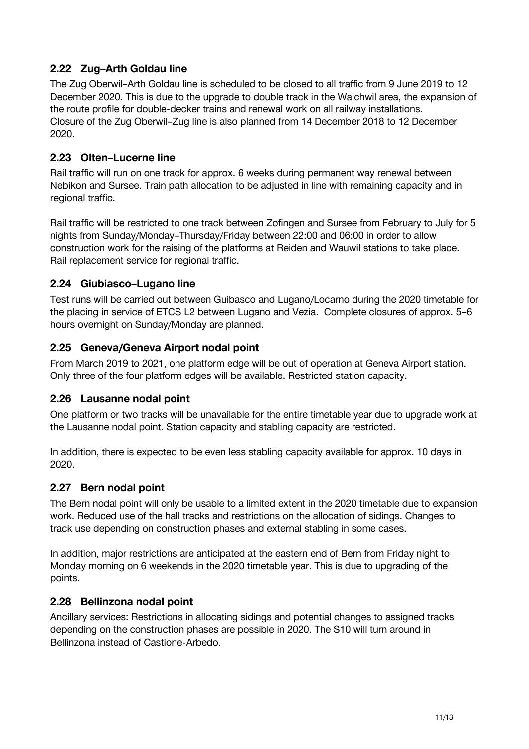## 2.22 Zug–Arth Goldau line

The Zug Oberwil–Arth Goldau line is scheduled to be closed to all traffic from 9 June 2019 to 12 December 2020. This is due to the upgrade to double track in the Walchwil area, the expansion of the route profile for double-decker trains and renewal work on all railway installations. Closure of the Zug Oberwil–Zug line is also planned from 14 December 2018 to 12 December 2020.

## 2.23 Olten–Lucerne line

Rail traffic will run on one track for approx. 6 weeks during permanent way renewal between Nebikon and Sursee. Train path allocation to be adjusted in line with remaining capacity and in regional traffic.

Rail traffic will be restricted to one track between Zofingen and Sursee from February to July for 5 nights from Sunday/Monday–Thursday/Friday between 22:00 and 06:00 in order to allow construction work for the raising of the platforms at Reiden and Wauwil stations to take place. Rail replacement service for regional traffic.

## 2.24 Giubiasco–Lugano line

Test runs will be carried out between Guibasco and Lugano/Locarno during the 2020 timetable for the placing in service of ETCS L2 between Lugano and Vezia. Complete closures of approx. 5–6 hours overnight on Sunday/Monday are planned.

## 2.25 Geneva/Geneva Airport nodal point

From March 2019 to 2021, one platform edge will be out of operation at Geneva Airport station. Only three of the four platform edges will be available. Restricted station capacity.

## 2.26 Lausanne nodal point

One platform or two tracks will be unavailable for the entire timetable year due to upgrade work at the Lausanne nodal point. Station capacity and stabling capacity are restricted.

In addition, there is expected to be even less stabling capacity available for approx. 10 days in 2020.

## 2.27 Bern nodal point

The Bern nodal point will only be usable to a limited extent in the 2020 timetable due to expansion work. Reduced use of the hall tracks and restrictions on the allocation of sidings. Changes to track use depending on construction phases and external stabling in some cases.

In addition, major restrictions are anticipated at the eastern end of Bern from Friday night to Monday morning on 6 weekends in the 2020 timetable year. This is due to upgrading of the points.

## 2.28 Bellinzona nodal point

Ancillary services: Restrictions in allocating sidings and potential changes to assigned tracks depending on the construction phases are possible in 2020. The S10 will turn around in Bellinzona instead of Castione-Arbedo.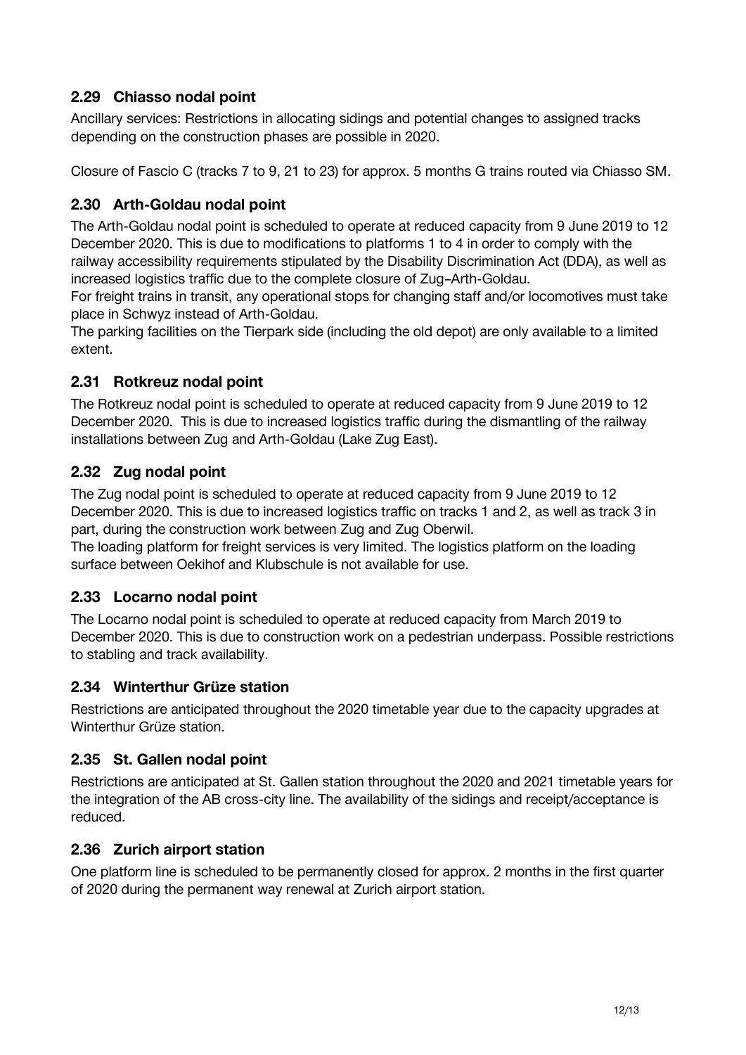### 2.29 Chiasso nodal point

Ancillary services: Restrictions in allocating sidings and potential changes to assigned tracks depending on the construction phases are possible in 2020.

Closure of Fascio C (tracks 7 to 9, 21 to 23) for approx. 5 months G trains routed via Chiasso SM.

### 2.30 Arth-Goldau nodal point

The Arth-Goldau nodal point is scheduled to operate at reduced capacity from 9 June 2019 to 12 December 2020. This is due to modifications to platforms 1 to 4 in order to comply with the railway accessibility requirements stipulated by the Disability Discrimination Act (DDA), as well as increased logistics traffic due to the complete closure of Zug–Arth-Goldau.
For freight trains in transit, any operational stops for changing staff and/or locomotives must take place in Schwyz instead of Arth-Goldau.
The parking facilities on the Tierpark side (including the old depot) are only available to a limited extent.

### 2.31 Rotkreuz nodal point

The Rotkreuz nodal point is scheduled to operate at reduced capacity from 9 June 2019 to 12 December 2020. This is due to increased logistics traffic during the dismantling of the railway installations between Zug and Arth-Goldau (Lake Zug East).

### 2.32 Zug nodal point

The Zug nodal point is scheduled to operate at reduced capacity from 9 June 2019 to 12 December 2020. This is due to increased logistics traffic on tracks 1 and 2, as well as track 3 in part, during the construction work between Zug and Zug Oberwil.
The loading platform for freight services is very limited. The logistics platform on the loading surface between Oekihof and Klubschule is not available for use.

### 2.33 Locarno nodal point

The Locarno nodal point is scheduled to operate at reduced capacity from March 2019 to December 2020. This is due to construction work on a pedestrian underpass. Possible restrictions to stabling and track availability.

### 2.34 Winterthur Grüze station

Restrictions are anticipated throughout the 2020 timetable year due to the capacity upgrades at Winterthur Grüze station.

### 2.35 St. Gallen nodal point

Restrictions are anticipated at St. Gallen station throughout the 2020 and 2021 timetable years for the integration of the AB cross-city line. The availability of the sidings and receipt/acceptance is reduced.

### 2.36 Zurich airport station

One platform line is scheduled to be permanently closed for approx. 2 months in the first quarter of 2020 during the permanent way renewal at Zurich airport station.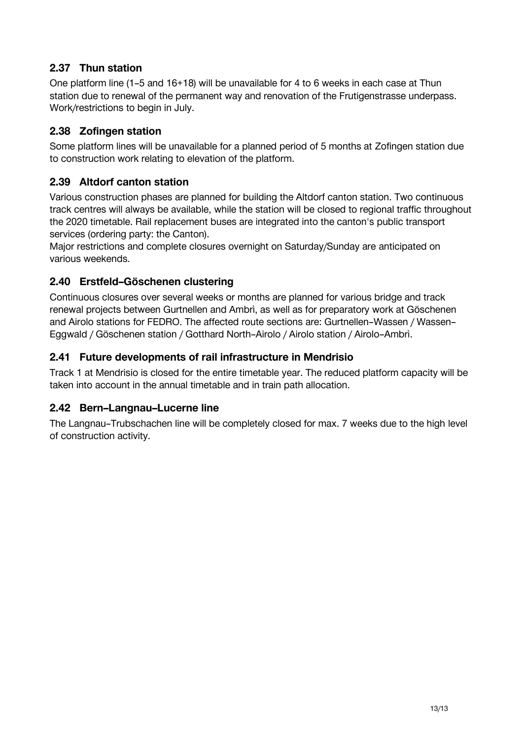### 2.37 Thun station

One platform line (1–5 and 16+18) will be unavailable for 4 to 6 weeks in each case at Thun station due to renewal of the permanent way and renovation of the Frutigenstrasse underpass. Work/restrictions to begin in July.

### 2.38 Zofingen station

Some platform lines will be unavailable for a planned period of 5 months at Zofingen station due to construction work relating to elevation of the platform.

### 2.39 Altdorf canton station

Various construction phases are planned for building the Altdorf canton station. Two continuous track centres will always be available, while the station will be closed to regional traffic throughout the 2020 timetable. Rail replacement buses are integrated into the canton's public transport services (ordering party: the Canton).
Major restrictions and complete closures overnight on Saturday/Sunday are anticipated on various weekends.

### 2.40 Erstfeld–Göschenen clustering

Continuous closures over several weeks or months are planned for various bridge and track renewal projects between Gurtnellen and Ambrì, as well as for preparatory work at Göschenen and Airolo stations for FEDRO. The affected route sections are: Gurtnellen–Wassen / Wassen–Eggwald / Göschenen station / Gotthard North–Airolo / Airolo station / Airolo–Ambrì.

### 2.41 Future developments of rail infrastructure in Mendrisio

Track 1 at Mendrisio is closed for the entire timetable year. The reduced platform capacity will be taken into account in the annual timetable and in train path allocation.

### 2.42 Bern–Langnau–Lucerne line

The Langnau–Trubschachen line will be completely closed for max. 7 weeks due to the high level of construction activity.